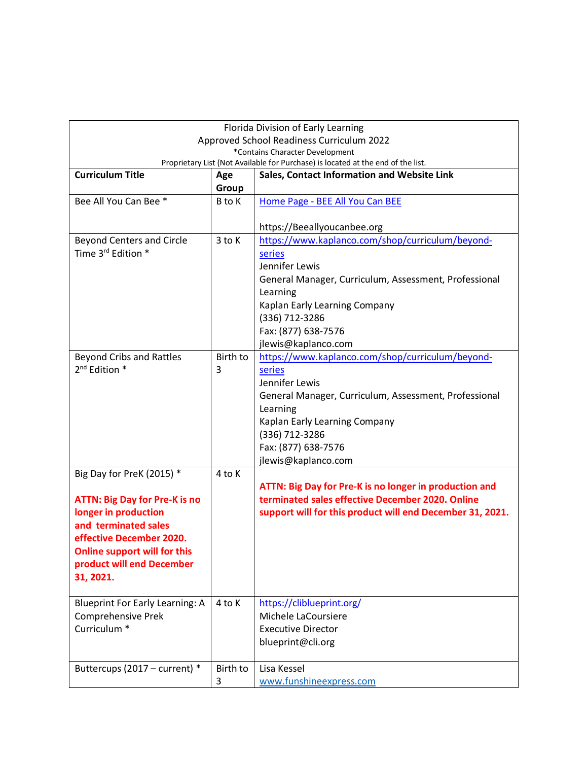Florida Division of Early Learning
Approved School Readiness Curriculum 2022
*Contains Character Development
Proprietary List (Not Available for Purchase) is located at the end of the list.

| Curriculum Title | Age Group | Sales, Contact Information and Website Link |
|---|---|---|
| Bee All You Can Bee * | B to K | Home Page - BEE All You Can BEE<br><br>https://Beeallyoucanbee.org |
| Beyond Centers and Circle Time 3rd Edition * | 3 to K | https://www.kaplanco.com/shop/curriculum/beyond-series<br>Jennifer Lewis<br>General Manager, Curriculum, Assessment, Professional Learning<br>Kaplan Early Learning Company<br>(336) 712-3286<br>Fax: (877) 638-7576<br>jlewis@kaplanco.com |
| Beyond Cribs and Rattles 2nd Edition * | Birth to 3 | https://www.kaplanco.com/shop/curriculum/beyond-series<br>Jennifer Lewis<br>General Manager, Curriculum, Assessment, Professional Learning<br>Kaplan Early Learning Company<br>(336) 712-3286<br>Fax: (877) 638-7576<br>jlewis@kaplanco.com |
| Big Day for PreK (2015) *<br><br>**ATTN: Big Day for Pre-K is no longer in production and terminated sales effective December 2020. Online support will for this product will end December 31, 2021.** | 4 to K | **ATTN: Big Day for Pre-K is no longer in production and terminated sales effective December 2020. Online support will for this product will end December 31, 2021.** |
| Blueprint For Early Learning: A Comprehensive Prek Curriculum * | 4 to K | https://cliblueprint.org/<br>Michele LaCoursiere<br>Executive Director<br>blueprint@cli.org |
| Buttercups (2017 – current) * | Birth to 3 | Lisa Kessel<br>www.funshineexpress.com |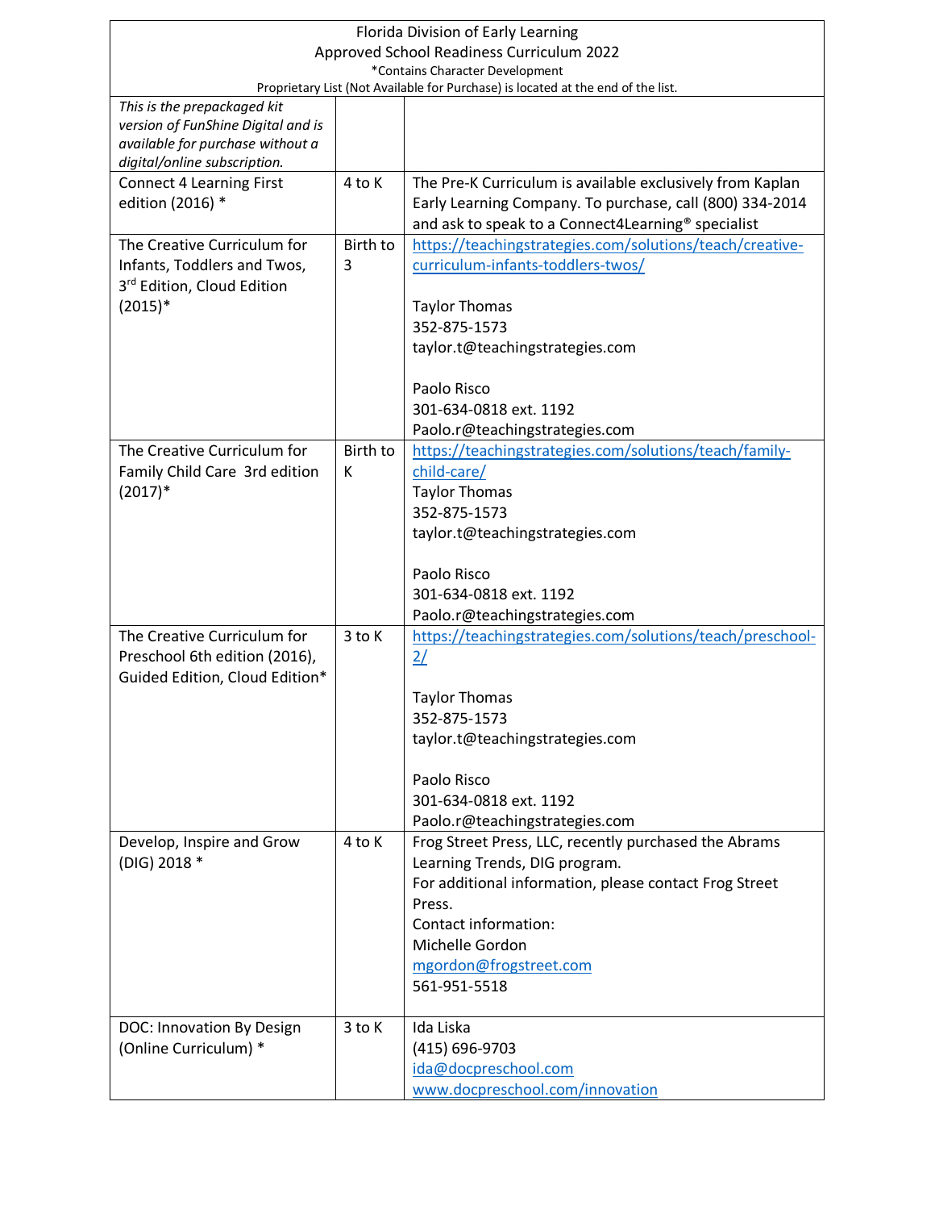Florida Division of Early Learning
Approved School Readiness Curriculum 2022
*Contains Character Development
Proprietary List (Not Available for Purchase) is located at the end of the list.

| | | |
|---|---|---|
| *This is the prepackaged kit version of FunShine Digital and is available for purchase without a digital/online subscription.* | | |
| Connect 4 Learning First edition (2016) * | 4 to K | The Pre-K Curriculum is available exclusively from Kaplan Early Learning Company. To purchase, call (800) 334-2014 and ask to speak to a Connect4Learning® specialist |
| The Creative Curriculum for Infants, Toddlers and Twos, 3rd Edition, Cloud Edition (2015)* | Birth to 3 | https://teachingstrategies.com/solutions/teach/creative-curriculum-infants-toddlers-twos/<br><br>Taylor Thomas<br>352-875-1573<br>taylor.t@teachingstrategies.com<br><br>Paolo Risco<br>301-634-0818 ext. 1192<br>Paolo.r@teachingstrategies.com |
| The Creative Curriculum for Family Child Care 3rd edition (2017)* | Birth to K | https://teachingstrategies.com/solutions/teach/family-child-care/<br>Taylor Thomas<br>352-875-1573<br>taylor.t@teachingstrategies.com<br><br>Paolo Risco<br>301-634-0818 ext. 1192<br>Paolo.r@teachingstrategies.com |
| The Creative Curriculum for Preschool 6th edition (2016), Guided Edition, Cloud Edition* | 3 to K | https://teachingstrategies.com/solutions/teach/preschool-2/<br><br>Taylor Thomas<br>352-875-1573<br>taylor.t@teachingstrategies.com<br><br>Paolo Risco<br>301-634-0818 ext. 1192<br>Paolo.r@teachingstrategies.com |
| Develop, Inspire and Grow (DIG) 2018 * | 4 to K | Frog Street Press, LLC, recently purchased the Abrams Learning Trends, DIG program.<br>For additional information, please contact Frog Street Press.<br>Contact information:<br>Michelle Gordon<br>mgordon@frogstreet.com<br>561-951-5518 |
| DOC: Innovation By Design (Online Curriculum) * | 3 to K | Ida Liska<br>(415) 696-9703<br>ida@docpreschool.com<br>www.docpreschool.com/innovation |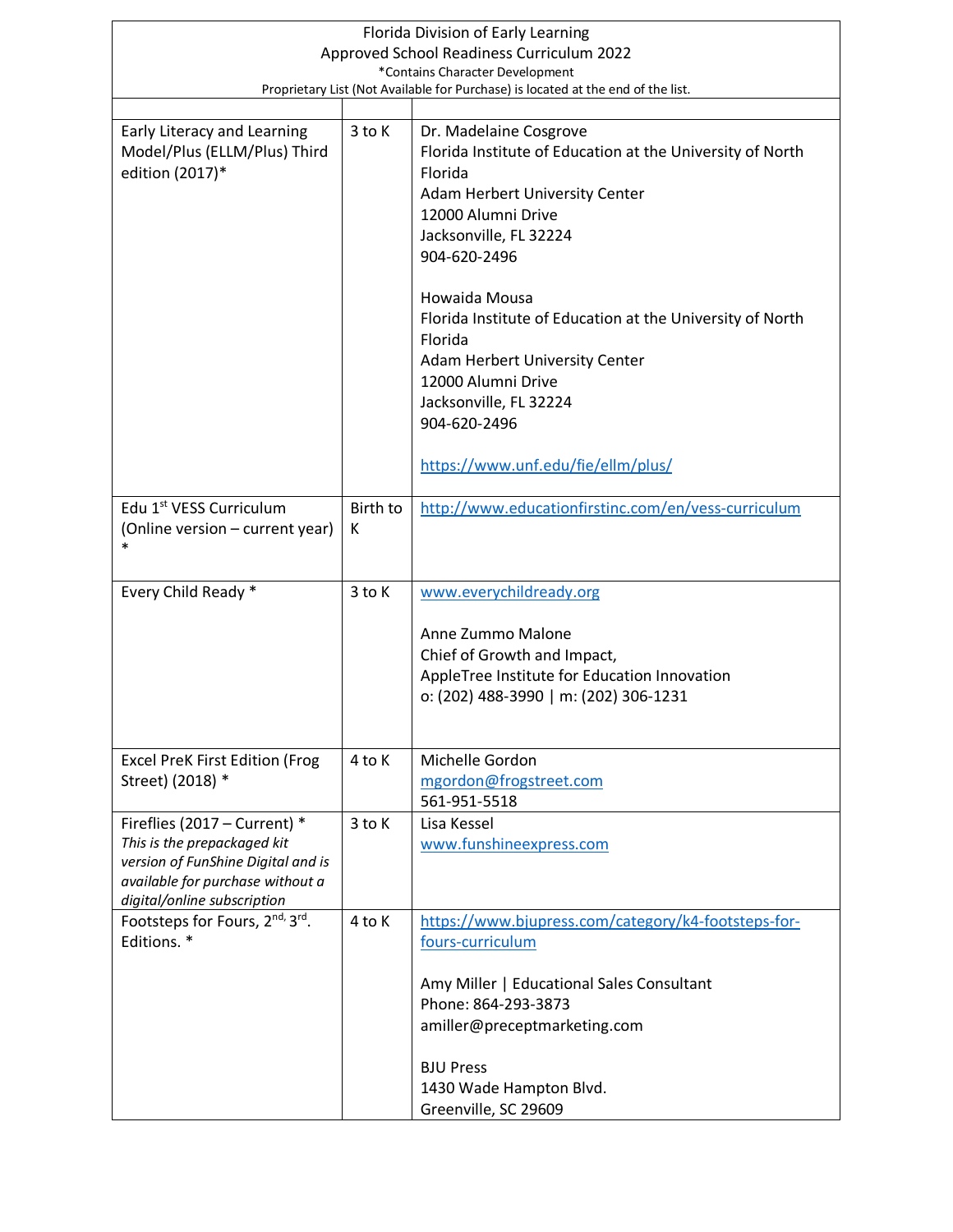Florida Division of Early Learning
Approved School Readiness Curriculum 2022
*Contains Character Development
Proprietary List (Not Available for Purchase) is located at the end of the list.

| | | |
|---|---|---|
| Early Literacy and Learning Model/Plus (ELLM/Plus) Third edition (2017)* | 3 to K | Dr. Madelaine Cosgrove<br>Florida Institute of Education at the University of North Florida<br>Adam Herbert University Center<br>12000 Alumni Drive<br>Jacksonville, FL 32224<br>904-620-2496<br><br>Howaida Mousa<br>Florida Institute of Education at the University of North Florida<br>Adam Herbert University Center<br>12000 Alumni Drive<br>Jacksonville, FL 32224<br>904-620-2496<br><br>https://www.unf.edu/fie/ellm/plus/ |
| Edu 1st VESS Curriculum (Online version – current year) * | Birth to K | http://www.educationfirstinc.com/en/vess-curriculum |
| Every Child Ready * | 3 to K | www.everychildready.org<br><br>Anne Zummo Malone<br>Chief of Growth and Impact,<br>AppleTree Institute for Education Innovation<br>o: (202) 488-3990 \| m: (202) 306-1231 |
| Excel PreK First Edition (Frog Street) (2018) * | 4 to K | Michelle Gordon<br>mgordon@frogstreet.com<br>561-951-5518 |
| Fireflies (2017 – Current) *<br>*This is the prepackaged kit version of FunShine Digital and is available for purchase without a digital/online subscription* | 3 to K | Lisa Kessel<br>www.funshineexpress.com |
| Footsteps for Fours, 2nd, 3rd. Editions. * | 4 to K | https://www.bjupress.com/category/k4-footsteps-for-fours-curriculum<br><br>Amy Miller \| Educational Sales Consultant<br>Phone: 864-293-3873<br>amiller@preceptmarketing.com<br><br>BJU Press<br>1430 Wade Hampton Blvd.<br>Greenville, SC 29609 |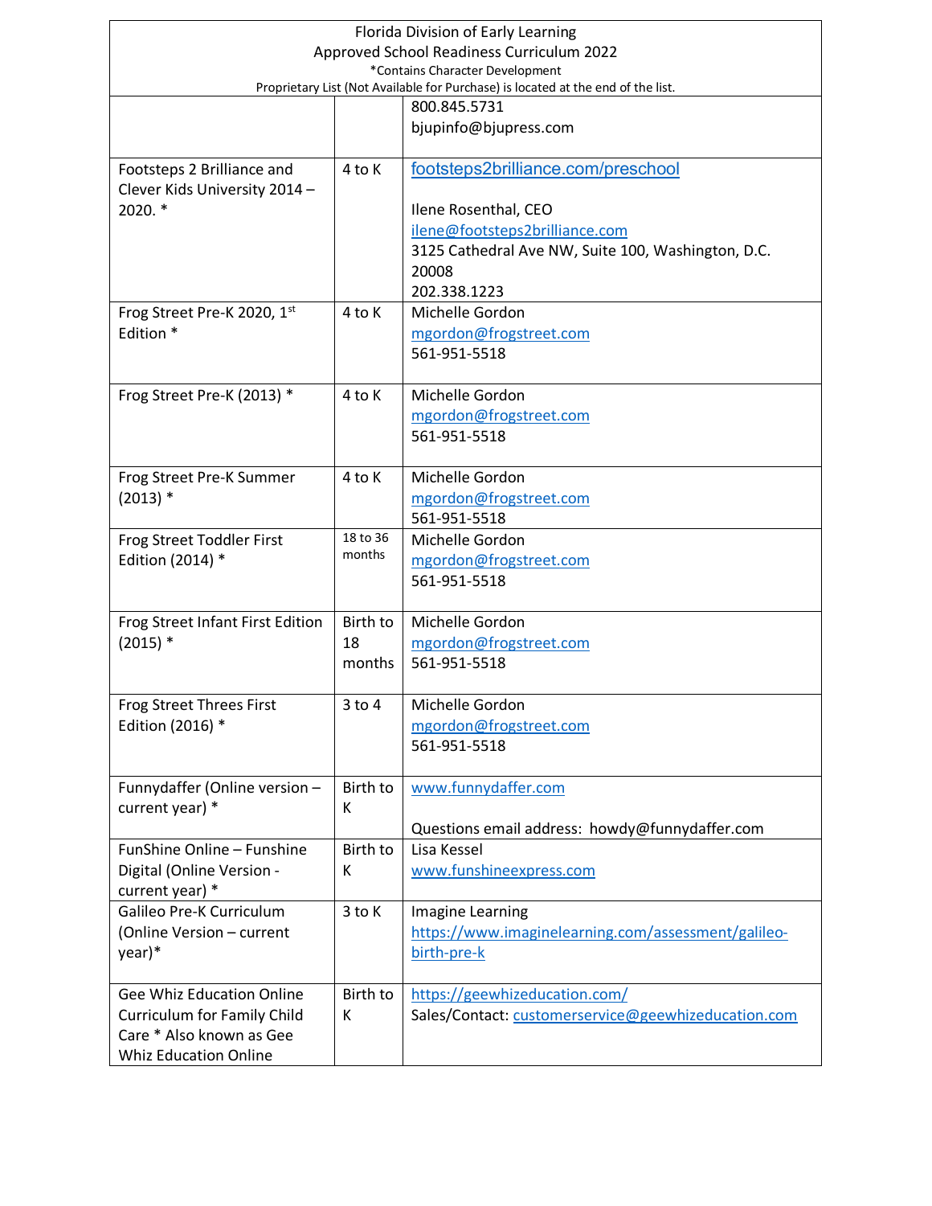Florida Division of Early Learning
Approved School Readiness Curriculum 2022
*Contains Character Development
Proprietary List (Not Available for Purchase) is located at the end of the list.

| | | |
|---|---|---|
| | | 800.845.5731<br>bjupinfo@bjupress.com |
| Footsteps 2 Brilliance and Clever Kids University 2014 – 2020. * | 4 to K | footsteps2brilliance.com/preschool<br><br>Ilene Rosenthal, CEO<br>ilene@footsteps2brilliance.com<br>3125 Cathedral Ave NW, Suite 100, Washington, D.C. 20008<br>202.338.1223 |
| Frog Street Pre-K 2020, 1st Edition * | 4 to K | Michelle Gordon<br>mgordon@frogstreet.com<br>561-951-5518 |
| Frog Street Pre-K (2013) * | 4 to K | Michelle Gordon<br>mgordon@frogstreet.com<br>561-951-5518 |
| Frog Street Pre-K Summer (2013) * | 4 to K | Michelle Gordon<br>mgordon@frogstreet.com<br>561-951-5518 |
| Frog Street Toddler First Edition (2014) * | 18 to 36 months | Michelle Gordon<br>mgordon@frogstreet.com<br>561-951-5518 |
| Frog Street Infant First Edition (2015) * | Birth to 18 months | Michelle Gordon<br>mgordon@frogstreet.com<br>561-951-5518 |
| Frog Street Threes First Edition (2016) * | 3 to 4 | Michelle Gordon<br>mgordon@frogstreet.com<br>561-951-5518 |
| Funnydaffer (Online version – current year) * | Birth to K | www.funnydaffer.com<br><br>Questions email address: howdy@funnydaffer.com |
| FunShine Online – Funshine Digital (Online Version - current year) * | Birth to K | Lisa Kessel<br>www.funshineexpress.com |
| Galileo Pre-K Curriculum (Online Version – current year)* | 3 to K | Imagine Learning<br>https://www.imaginelearning.com/assessment/galileo-birth-pre-k |
| Gee Whiz Education Online Curriculum for Family Child Care * Also known as Gee Whiz Education Online | Birth to K | https://geewhizeducation.com/<br>Sales/Contact: customerservice@geewhizeducation.com |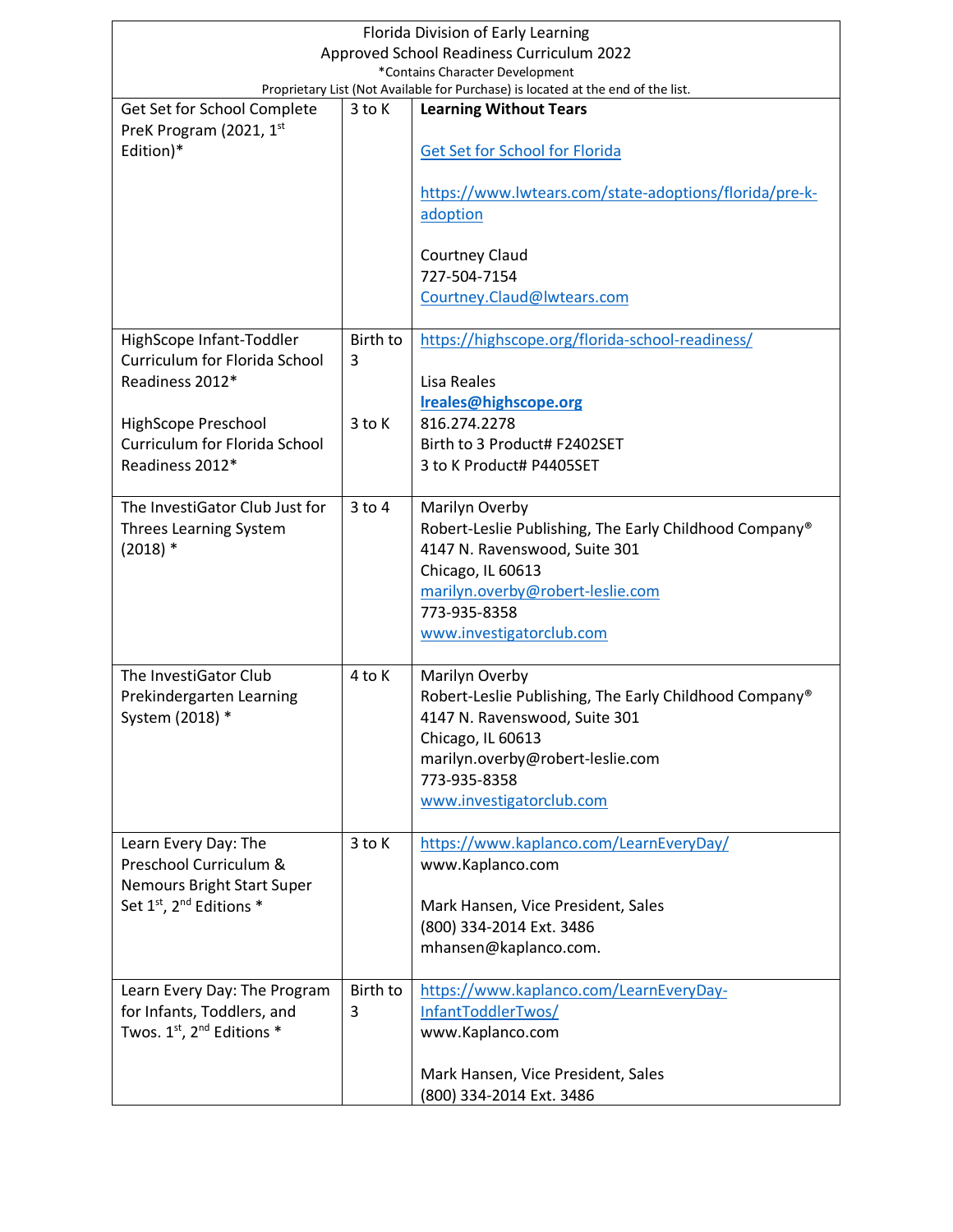| Florida Division of Early Learning<br>Approved School Readiness Curriculum 2022<br>*Contains Character Development<br>Proprietary List (Not Available for Purchase) is located at the end of the list. | | |
|---|---|---|
| Get Set for School Complete PreK Program (2021, 1st Edition)* | 3 to K | **Learning Without Tears**<br><br>Get Set for School for Florida<br><br>https://www.lwtears.com/state-adoptions/florida/pre-k-adoption<br><br>Courtney Claud<br>727-504-7154<br>Courtney.Claud@lwtears.com |
| HighScope Infant-Toddler Curriculum for Florida School Readiness 2012*<br><br>HighScope Preschool Curriculum for Florida School Readiness 2012* | Birth to 3<br><br>3 to K | https://highscope.org/florida-school-readiness/<br><br>Lisa Reales<br>**lreales@highscope.org**<br>816.274.2278<br>Birth to 3 Product# F2402SET<br>3 to K Product# P4405SET |
| The InvestiGator Club Just for Threes Learning System (2018) * | 3 to 4 | Marilyn Overby<br>Robert-Leslie Publishing, The Early Childhood Company®<br>4147 N. Ravenswood, Suite 301<br>Chicago, IL 60613<br>marilyn.overby@robert-leslie.com<br>773-935-8358<br>www.investigatorclub.com |
| The InvestiGator Club Prekindergarten Learning System (2018) * | 4 to K | Marilyn Overby<br>Robert-Leslie Publishing, The Early Childhood Company®<br>4147 N. Ravenswood, Suite 301<br>Chicago, IL 60613<br>marilyn.overby@robert-leslie.com<br>773-935-8358<br>www.investigatorclub.com |
| Learn Every Day: The Preschool Curriculum & Nemours Bright Start Super Set 1st, 2nd Editions * | 3 to K | https://www.kaplanco.com/LearnEveryDay/<br>www.Kaplanco.com<br><br>Mark Hansen, Vice President, Sales<br>(800) 334-2014 Ext. 3486<br>mhansen@kaplanco.com. |
| Learn Every Day: The Program for Infants, Toddlers, and Twos. 1st, 2nd Editions * | Birth to 3 | https://www.kaplanco.com/LearnEveryDay-InfantToddlerTwos/<br>www.Kaplanco.com<br><br>Mark Hansen, Vice President, Sales<br>(800) 334-2014 Ext. 3486 |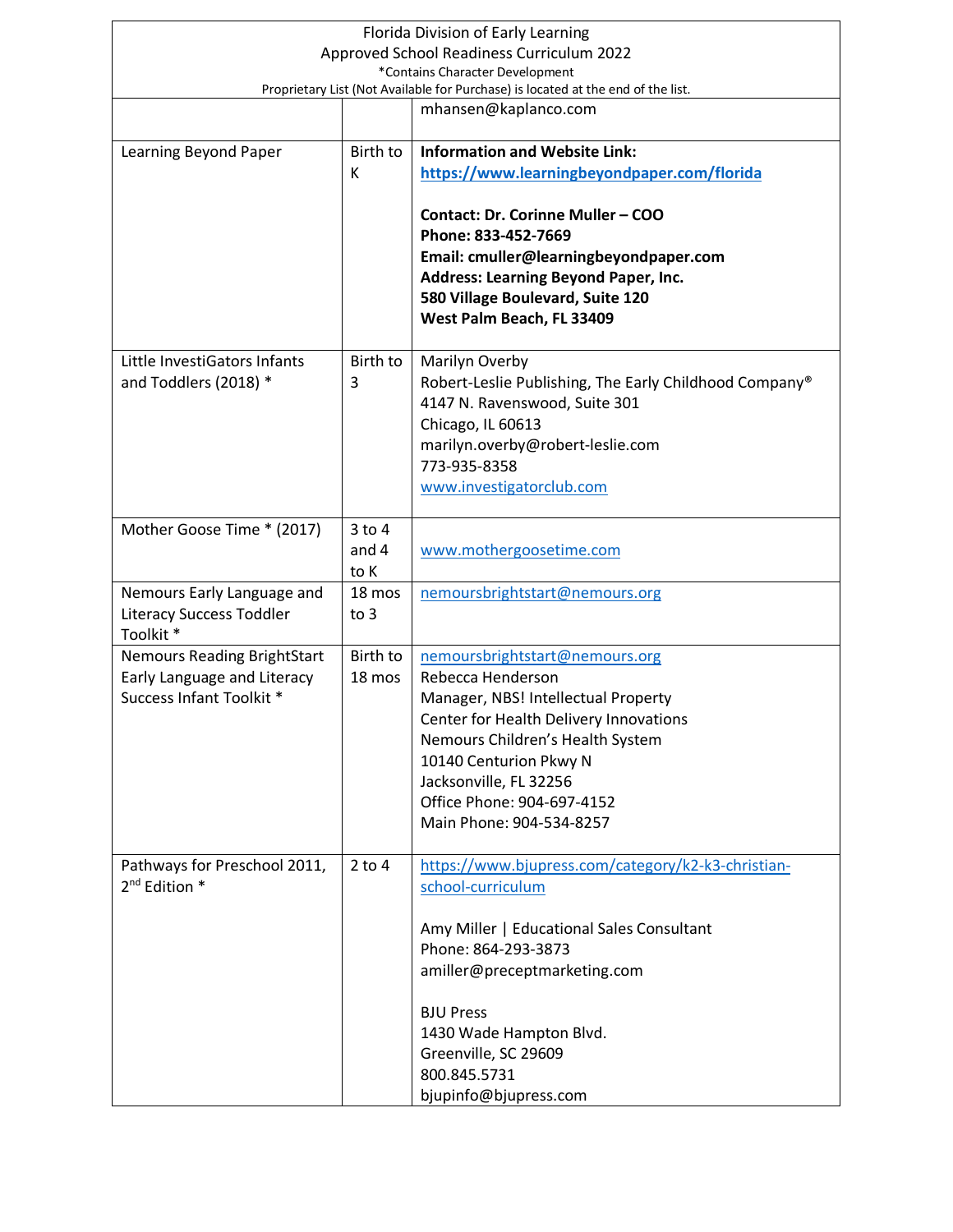| | | |
|---|---|---|
| | | mhansen@kaplanco.com |
| Learning Beyond Paper | Birth to K | **Information and Website Link:** **https://www.learningbeyondpaper.com/florida**<br><br>**Contact: Dr. Corinne Muller – COO**<br>**Phone: 833-452-7669**<br>**Email: cmuller@learningbeyondpaper.com**<br>**Address: Learning Beyond Paper, Inc.**<br>**580 Village Boulevard, Suite 120**<br>**West Palm Beach, FL 33409** |
| Little InvestiGators Infants and Toddlers (2018) * | Birth to 3 | Marilyn Overby<br>Robert-Leslie Publishing, The Early Childhood Company®<br>4147 N. Ravenswood, Suite 301<br>Chicago, IL 60613<br>marilyn.overby@robert-leslie.com<br>773-935-8358<br>www.investigatorclub.com |
| Mother Goose Time * (2017) | 3 to 4 and 4 to K | www.mothergoosetime.com |
| Nemours Early Language and Literacy Success Toddler Toolkit * | 18 mos to 3 | nemoursbrightstart@nemours.org |
| Nemours Reading BrightStart Early Language and Literacy Success Infant Toolkit * | Birth to 18 mos | nemoursbrightstart@nemours.org<br>Rebecca Henderson<br>Manager, NBS! Intellectual Property<br>Center for Health Delivery Innovations<br>Nemours Children's Health System<br>10140 Centurion Pkwy N<br>Jacksonville, FL 32256<br>Office Phone: 904-697-4152<br>Main Phone: 904-534-8257 |
| Pathways for Preschool 2011, 2nd Edition * | 2 to 4 | https://www.bjupress.com/category/k2-k3-christian-school-curriculum<br><br>Amy Miller \| Educational Sales Consultant<br>Phone: 864-293-3873<br>amiller@preceptmarketing.com<br><br>BJU Press<br>1430 Wade Hampton Blvd.<br>Greenville, SC 29609<br>800.845.5731<br>bjupinfo@bjupress.com |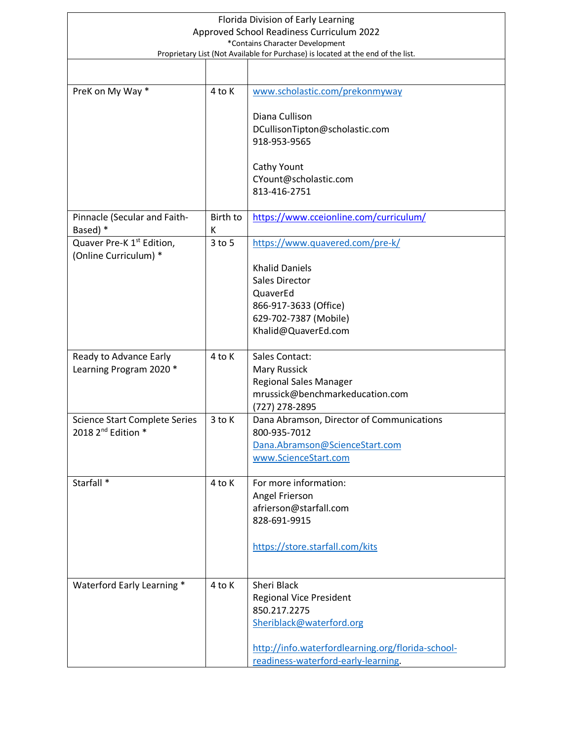Florida Division of Early Learning
Approved School Readiness Curriculum 2022
*Contains Character Development
Proprietary List (Not Available for Purchase) is located at the end of the list.

| | | |
|---|---|---|
| PreK on My Way * | 4 to K | www.scholastic.com/prekonmyway<br><br>Diana Cullison<br>DCullisonTipton@scholastic.com<br>918-953-9565<br><br>Cathy Yount<br>CYount@scholastic.com<br>813-416-2751 |
| Pinnacle (Secular and Faith-Based) * | Birth to K | https://www.cceionline.com/curriculum/ |
| Quaver Pre-K 1st Edition, (Online Curriculum) * | 3 to 5 | https://www.quavered.com/pre-k/<br><br>Khalid Daniels<br>Sales Director<br>QuaverEd<br>866-917-3633 (Office)<br>629-702-7387 (Mobile)<br>Khalid@QuaverEd.com |
| Ready to Advance Early Learning Program 2020 * | 4 to K | Sales Contact:<br>Mary Russick<br>Regional Sales Manager<br>mrussick@benchmarkeducation.com<br>(727) 278-2895 |
| Science Start Complete Series 2018 2nd Edition * | 3 to K | Dana Abramson, Director of Communications<br>800-935-7012<br>Dana.Abramson@ScienceStart.com<br>www.ScienceStart.com |
| Starfall * | 4 to K | For more information:<br>Angel Frierson<br>afrierson@starfall.com<br>828-691-9915<br><br>https://store.starfall.com/kits |
| Waterford Early Learning * | 4 to K | Sheri Black<br>Regional Vice President<br>850.217.2275<br>Sheriblack@waterford.org<br><br>http://info.waterfordlearning.org/florida-school-readiness-waterford-early-learning. |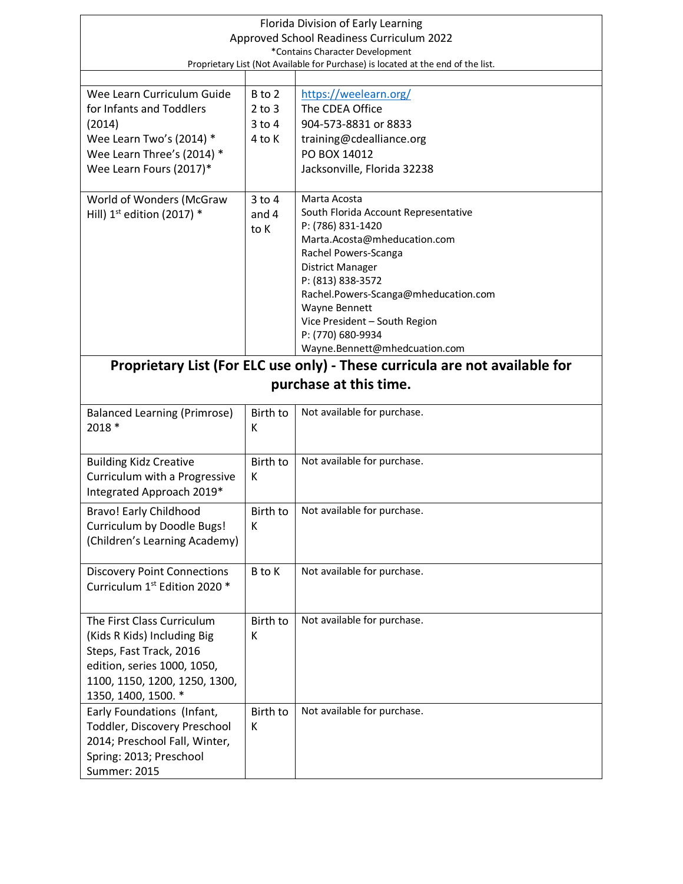Florida Division of Early Learning
Approved School Readiness Curriculum 2022
*Contains Character Development
Proprietary List (Not Available for Purchase) is located at the end of the list.

| | | |
|---|---|---|
| Wee Learn Curriculum Guide for Infants and Toddlers (2014)<br>Wee Learn Two's (2014) *<br>Wee Learn Three's (2014) *<br>Wee Learn Fours (2017)* | B to 2<br>2 to 3<br>3 to 4<br>4 to K | https://weelearn.org/<br>The CDEA Office<br>904-573-8831 or 8833<br>training@cdealliance.org<br>PO BOX 14012<br>Jacksonville, Florida 32238 |
| World of Wonders (McGraw Hill) 1st edition (2017) * | 3 to 4 and 4 to K | Marta Acosta<br>South Florida Account Representative<br>P: (786) 831-1420<br>Marta.Acosta@mheducation.com<br>Rachel Powers-Scanga<br>District Manager<br>P: (813) 838-3572<br>Rachel.Powers-Scanga@mheducation.com<br>Wayne Bennett<br>Vice President – South Region<br>P: (770) 680-9934<br>Wayne.Bennett@mhedcuation.com |

## Proprietary List (For ELC use only) - These curricula are not available for purchase at this time.

| | | |
|---|---|---|
| Balanced Learning (Primrose) 2018 * | Birth to K | Not available for purchase. |
| Building Kidz Creative Curriculum with a Progressive Integrated Approach 2019* | Birth to K | Not available for purchase. |
| Bravo! Early Childhood Curriculum by Doodle Bugs! (Children's Learning Academy) | Birth to K | Not available for purchase. |
| Discovery Point Connections Curriculum 1st Edition 2020 * | B to K | Not available for purchase. |
| The First Class Curriculum (Kids R Kids) Including Big Steps, Fast Track, 2016 edition, series 1000, 1050, 1100, 1150, 1200, 1250, 1300, 1350, 1400, 1500. * | Birth to K | Not available for purchase. |
| Early Foundations (Infant, Toddler, Discovery Preschool 2014; Preschool Fall, Winter, Spring: 2013; Preschool Summer: 2015 | Birth to K | Not available for purchase. |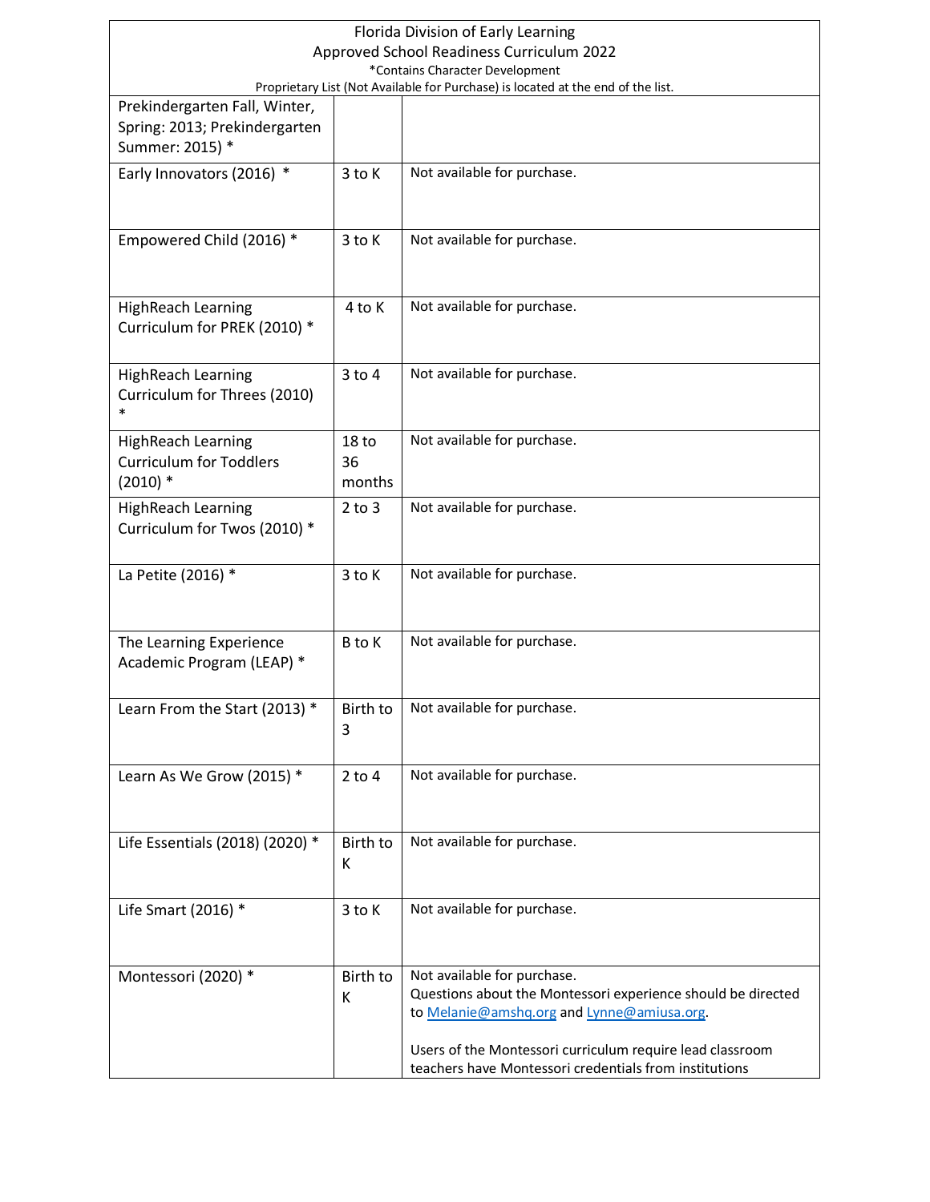Florida Division of Early Learning
Approved School Readiness Curriculum 2022
*Contains Character Development
Proprietary List (Not Available for Purchase) is located at the end of the list.

| | | |
|---|---|---|
| Prekindergarten Fall, Winter, Spring: 2013; Prekindergarten Summer: 2015) * | | |
| Early Innovators (2016) * | 3 to K | Not available for purchase. |
| Empowered Child (2016) * | 3 to K | Not available for purchase. |
| HighReach Learning Curriculum for PREK (2010) * | 4 to K | Not available for purchase. |
| HighReach Learning Curriculum for Threes (2010) * | 3 to 4 | Not available for purchase. |
| HighReach Learning Curriculum for Toddlers (2010) * | 18 to 36 months | Not available for purchase. |
| HighReach Learning Curriculum for Twos (2010) * | 2 to 3 | Not available for purchase. |
| La Petite (2016) * | 3 to K | Not available for purchase. |
| The Learning Experience Academic Program (LEAP) * | B to K | Not available for purchase. |
| Learn From the Start (2013) * | Birth to 3 | Not available for purchase. |
| Learn As We Grow (2015) * | 2 to 4 | Not available for purchase. |
| Life Essentials (2018) (2020) * | Birth to K | Not available for purchase. |
| Life Smart (2016) * | 3 to K | Not available for purchase. |
| Montessori (2020) * | Birth to K | Not available for purchase.<br>Questions about the Montessori experience should be directed to Melanie@amshq.org and Lynne@amiusa.org.<br><br>Users of the Montessori curriculum require lead classroom teachers have Montessori credentials from institutions |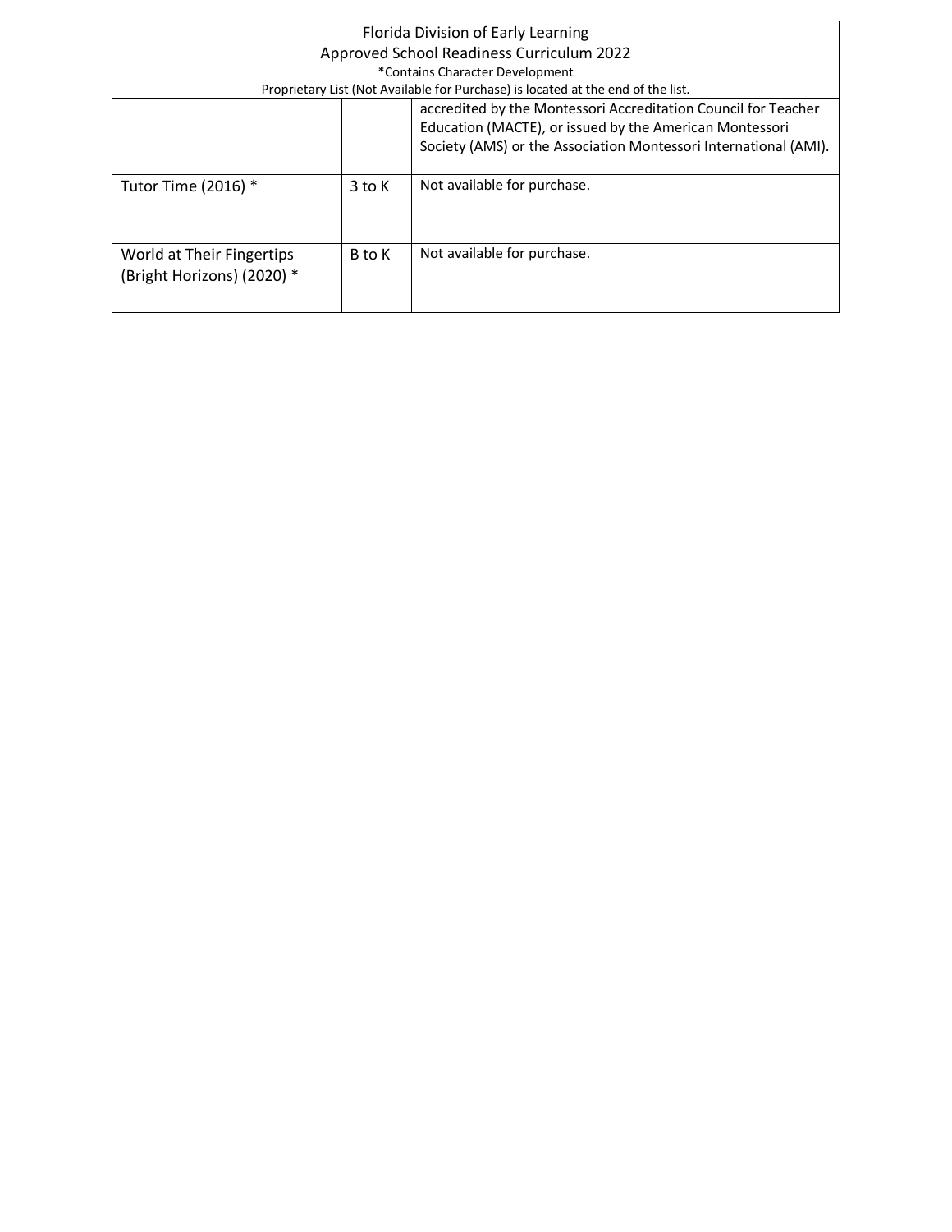| | | |
|---|---|---|
| | | accredited by the Montessori Accreditation Council for Teacher Education (MACTE), or issued by the American Montessori Society (AMS) or the Association Montessori International (AMI). |
| Tutor Time (2016) * | 3 to K | Not available for purchase. |
| World at Their Fingertips (Bright Horizons) (2020) * | B to K | Not available for purchase. |